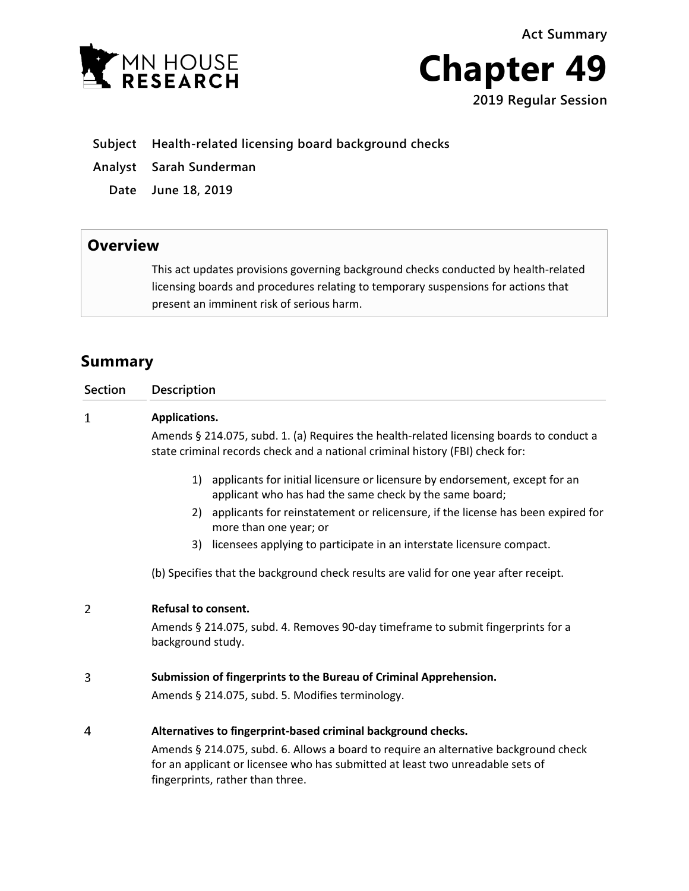Act Summary

# Chapter 49

**2019 Regular Session**

**Subject** Health-related licensing board background checks

**Analyst** Sarah Sunderman

**Date** June 18, 2019

## Overview

This act updates provisions governing background checks conducted by health-related licensing boards and procedures relating to temporary suspensions for actions that present an imminent risk of serious harm.

## Summary

| Section | Description |
|---|---|
| 1 | **Applications.**<br>Amends § 214.075, subd. 1. (a) Requires the health-related licensing boards to conduct a state criminal records check and a national criminal history (FBI) check for:<br>1) applicants for initial licensure or licensure by endorsement, except for an applicant who has had the same check by the same board;<br>2) applicants for reinstatement or relicensure, if the license has been expired for more than one year; or<br>3) licensees applying to participate in an interstate licensure compact.<br>(b) Specifies that the background check results are valid for one year after receipt. |
| 2 | **Refusal to consent.**<br>Amends § 214.075, subd. 4. Removes 90-day timeframe to submit fingerprints for a background study. |
| 3 | **Submission of fingerprints to the Bureau of Criminal Apprehension.**<br>Amends § 214.075, subd. 5. Modifies terminology. |
| 4 | **Alternatives to fingerprint-based criminal background checks.**<br>Amends § 214.075, subd. 6. Allows a board to require an alternative background check for an applicant or licensee who has submitted at least two unreadable sets of fingerprints, rather than three. |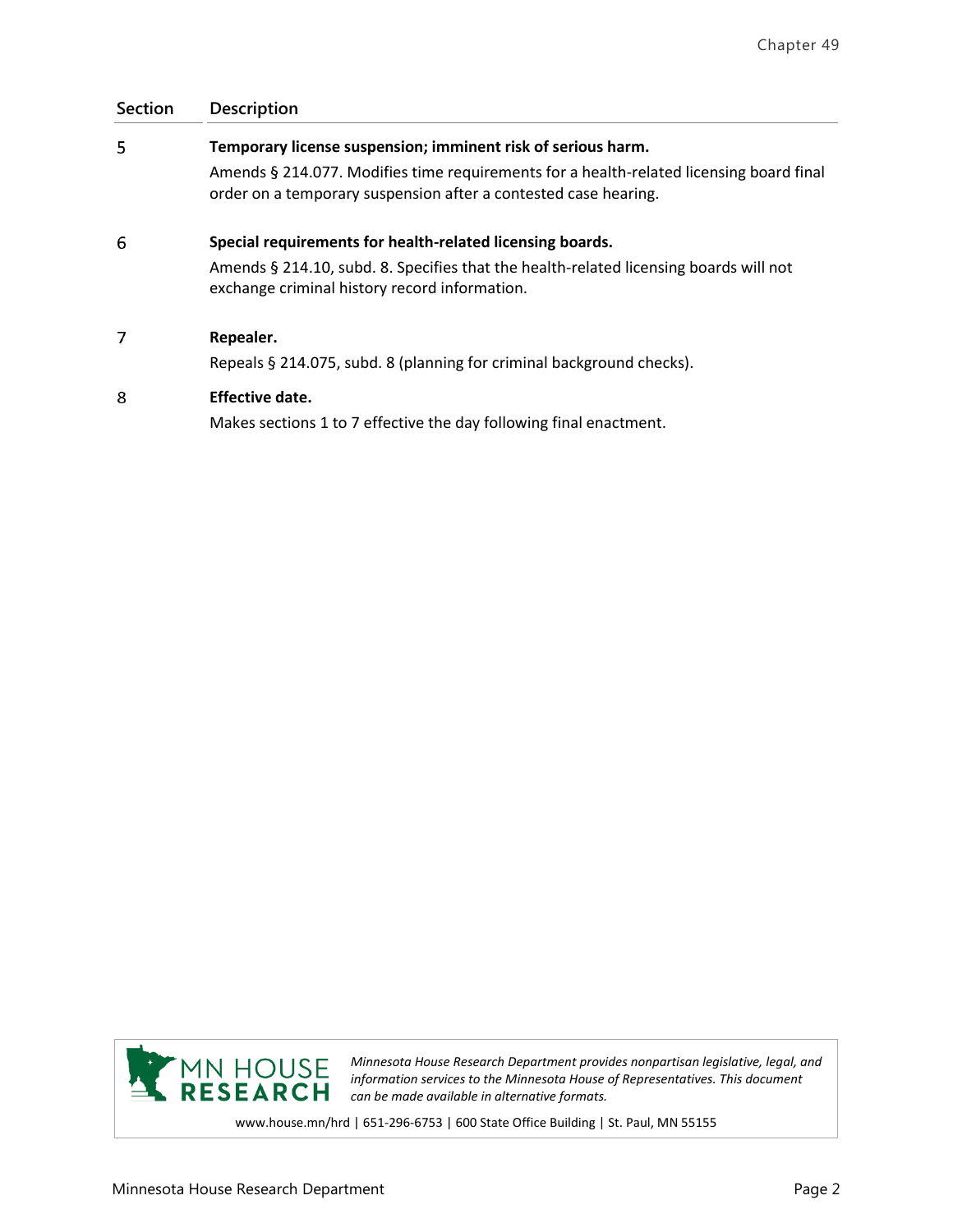| Section | Description |
|---|---|
| 5 | **Temporary license suspension; imminent risk of serious harm.**<br>Amends § 214.077. Modifies time requirements for a health-related licensing board final order on a temporary suspension after a contested case hearing. |
| 6 | **Special requirements for health-related licensing boards.**<br>Amends § 214.10, subd. 8. Specifies that the health-related licensing boards will not exchange criminal history record information. |
| 7 | **Repealer.**<br>Repeals § 214.075, subd. 8 (planning for criminal background checks). |
| 8 | **Effective date.**<br>Makes sections 1 to 7 effective the day following final enactment. |

MN HOUSE RESEARCH

*Minnesota House Research Department provides nonpartisan legislative, legal, and information services to the Minnesota House of Representatives. This document can be made available in alternative formats.*

www.house.mn/hrd | 651-296-6753 | 600 State Office Building | St. Paul, MN 55155